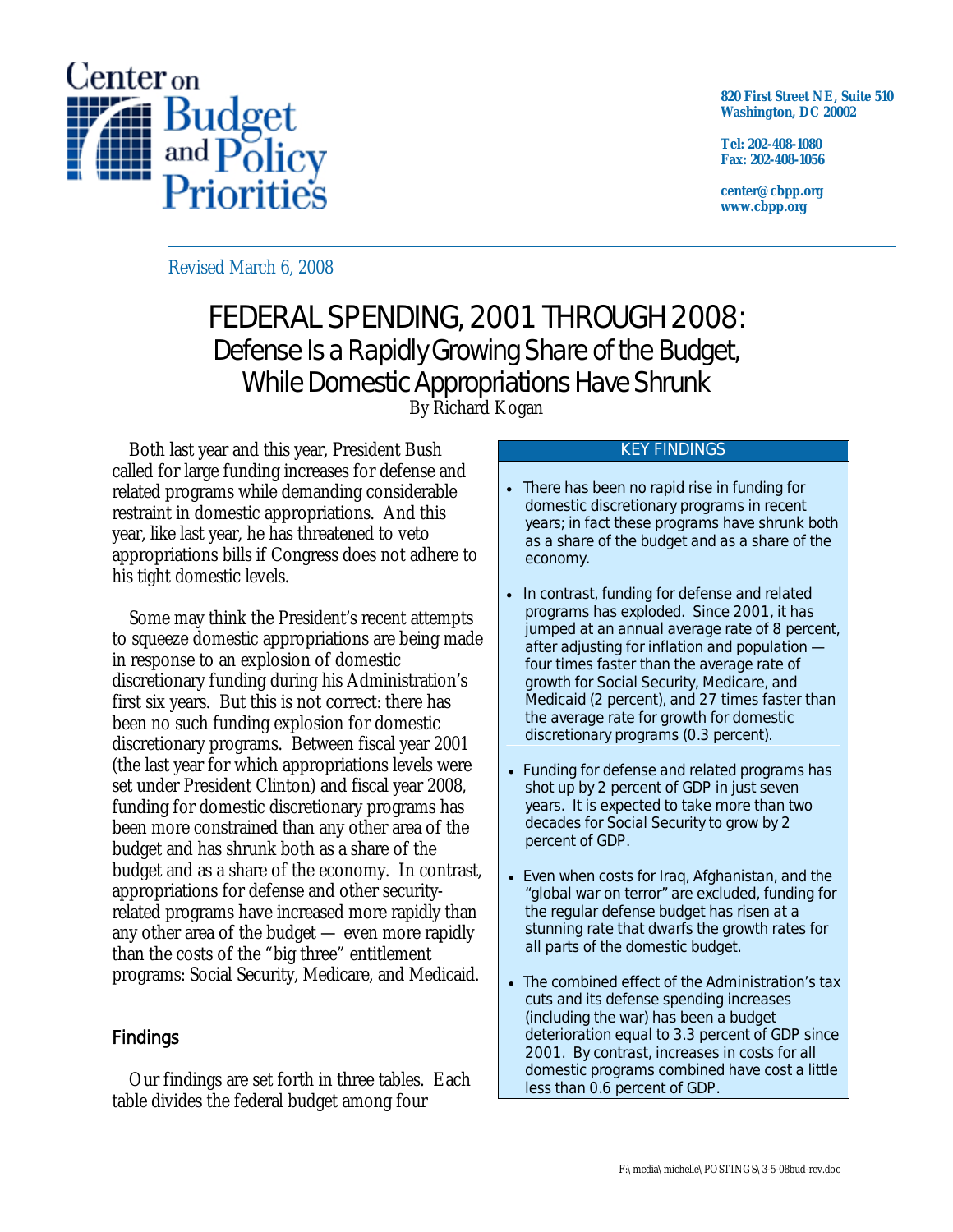Center on Budget and Policy Priorities

820 First Street NE, Suite 510
Washington, DC 20002

Tel: 202-408-1080
Fax: 202-408-1056

center@cbpp.org
www.cbpp.org

Revised March 6, 2008

# FEDERAL SPENDING, 2001 THROUGH 2008:
## Defense Is a Rapidly Growing Share of the Budget, While Domestic Appropriations Have Shrunk

By Richard Kogan

Both last year and this year, President Bush called for large funding increases for defense and related programs while demanding considerable restraint in domestic appropriations. And this year, like last year, he has threatened to veto appropriations bills if Congress does not adhere to his tight domestic levels.

Some may think the President's recent attempts to squeeze domestic appropriations are being made in response to an explosion of domestic discretionary funding during his Administration's first six years. But this is not correct: there has been no such funding explosion for domestic discretionary programs. Between fiscal year 2001 (the last year for which appropriations levels were set under President Clinton) and fiscal year 2008, funding for domestic discretionary programs has been more constrained than any other area of the budget and has shrunk both as a share of the budget and as a share of the economy. In contrast, appropriations for defense and other security-related programs have increased more rapidly than any other area of the budget — even more rapidly than the costs of the "big three" entitlement programs: Social Security, Medicare, and Medicaid.

### KEY FINDINGS

- There has been no rapid rise in funding for domestic discretionary programs in recent years; in fact these programs have shrunk both as a share of the budget and as a share of the economy.
- In contrast, funding for defense and related programs has exploded. Since 2001, it has jumped at an annual average rate of 8 percent, after adjusting for inflation and population — four times faster than the average rate of growth for Social Security, Medicare, and Medicaid (2 percent), and 27 times faster than the average rate for growth for domestic discretionary programs (0.3 percent).
- Funding for defense and related programs has shot up by 2 percent of GDP in just seven years. It is expected to take more than two decades for Social Security to grow by 2 percent of GDP.
- Even when costs for Iraq, Afghanistan, and the "global war on terror" are excluded, funding for the regular defense budget has risen at a stunning rate that dwarfs the growth rates for all parts of the domestic budget.
- The combined effect of the Administration's tax cuts and its defense spending increases (including the war) has been a budget deterioration equal to 3.3 percent of GDP since 2001. By contrast, increases in costs for all domestic programs combined have cost a little less than 0.6 percent of GDP.

## Findings

Our findings are set forth in three tables. Each table divides the federal budget among four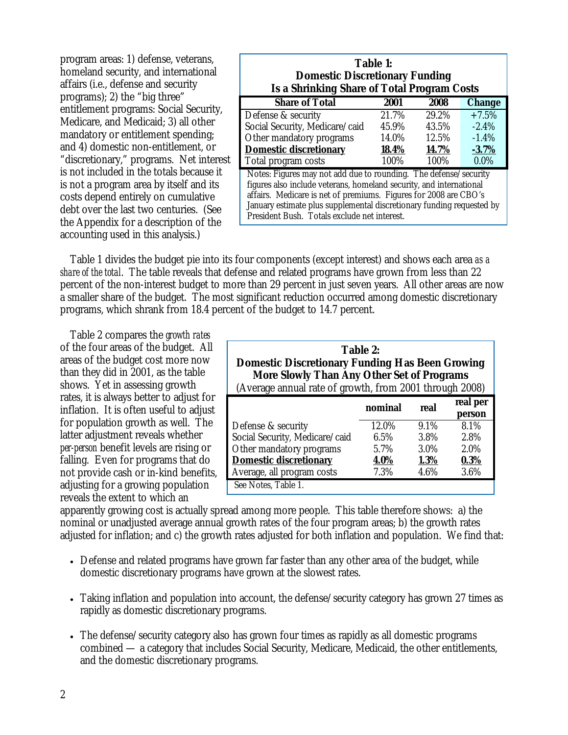program areas: 1) defense, veterans, homeland security, and international affairs (i.e., defense and security programs); 2) the "big three" entitlement programs: Social Security, Medicare, and Medicaid; 3) all other mandatory or entitlement spending; and 4) domestic non-entitlement, or "discretionary," programs. Net interest is not included in the totals because it is not a program area by itself and its costs depend entirely on cumulative debt over the last two centuries. (See the Appendix for a description of the accounting used in this analysis.)

**Table 1: Domestic Discretionary Funding Is a Shrinking Share of Total Program Costs**

| Share of Total | 2001 | 2008 | Change |
|---|---|---|---|
| Defense & security | 21.7% | 29.2% | +7.5% |
| Social Security, Medicare/caid | 45.9% | 43.5% | -2.4% |
| Other mandatory programs | 14.0% | 12.5% | -1.4% |
| **Domestic discretionary** | **18.4%** | **14.7%** | **-3.7%** |
| Total program costs | 100% | 100% | 0.0% |

Notes: Figures may not add due to rounding. The defense/security figures also include veterans, homeland security, and international affairs. Medicare is net of premiums. Figures for 2008 are CBO's January estimate plus supplemental discretionary funding requested by President Bush. Totals exclude net interest.

Table 1 divides the budget pie into its four components (except interest) and shows each area *as a share of the total*. The table reveals that defense and related programs have grown from less than 22 percent of the non-interest budget to more than 29 percent in just seven years. All other areas are now a smaller share of the budget. The most significant reduction occurred among domestic discretionary programs, which shrank from 18.4 percent of the budget to 14.7 percent.

Table 2 compares the *growth rates* of the four areas of the budget. All areas of the budget cost more now than they did in 2001, as the table shows. Yet in assessing growth rates, it is always better to adjust for inflation. It is often useful to adjust for population growth as well. The latter adjustment reveals whether *per-person* benefit levels are rising or falling. Even for programs that do not provide cash or in-kind benefits, adjusting for a growing population reveals the extent to which an apparently growing cost is actually spread among more people. This table therefore shows: a) the nominal or unadjusted average annual growth rates of the four program areas; b) the growth rates adjusted for inflation; and c) the growth rates adjusted for both inflation and population. We find that:

**Table 2: Domestic Discretionary Funding Has Been Growing More Slowly Than Any Other Set of Programs**
(Average annual rate of growth, from 2001 through 2008)

| | nominal | real | real per person |
|---|---|---|---|
| Defense & security | 12.0% | 9.1% | 8.1% |
| Social Security, Medicare/caid | 6.5% | 3.8% | 2.8% |
| Other mandatory programs | 5.7% | 3.0% | 2.0% |
| **Domestic discretionary** | **4.0%** | **1.3%** | **0.3%** |
| Average, all program costs | 7.3% | 4.6% | 3.6% |

See Notes, Table 1.

- Defense and related programs have grown far faster than any other area of the budget, while domestic discretionary programs have grown at the slowest rates.
- Taking inflation and population into account, the defense/security category has grown 27 times as rapidly as domestic discretionary programs.
- The defense/security category also has grown four times as rapidly as all domestic programs combined — a category that includes Social Security, Medicare, Medicaid, the other entitlements, and the domestic discretionary programs.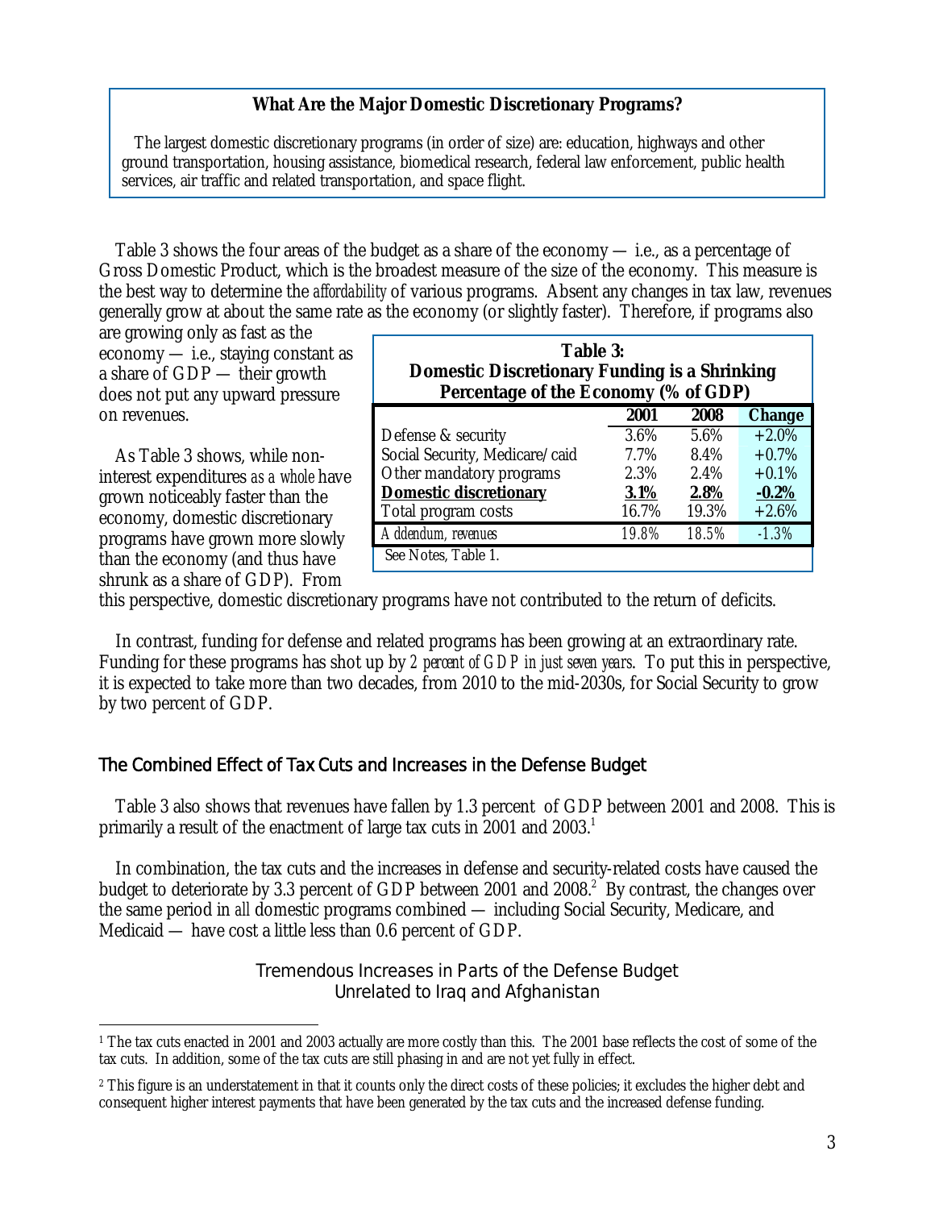**What Are the Major Domestic Discretionary Programs?**

The largest domestic discretionary programs (in order of size) are: education, highways and other ground transportation, housing assistance, biomedical research, federal law enforcement, public health services, air traffic and related transportation, and space flight.

Table 3 shows the four areas of the budget as a share of the economy — i.e., as a percentage of Gross Domestic Product, which is the broadest measure of the size of the economy. This measure is the best way to determine the *affordability* of various programs. Absent any changes in tax law, revenues generally grow at about the same rate as the economy (or slightly faster). Therefore, if programs also are growing only as fast as the economy — i.e., staying constant as a share of GDP — their growth does not put any upward pressure on revenues.

**Table 3: Domestic Discretionary Funding is a Shrinking Percentage of the Economy (% of GDP)**

| | 2001 | 2008 | Change |
|---|---|---|---|
| Defense & security | 3.6% | 5.6% | +2.0% |
| Social Security, Medicare/caid | 7.7% | 8.4% | +0.7% |
| Other mandatory programs | 2.3% | 2.4% | +0.1% |
| **Domestic discretionary** | **3.1%** | **2.8%** | **-0.2%** |
| Total program costs | 16.7% | 19.3% | +2.6% |
| *Addendum, revenues* | *19.8%* | *18.5%* | *-1.3%* |

See Notes, Table 1.

As Table 3 shows, while non-interest expenditures *as a whole* have grown noticeably faster than the economy, domestic discretionary programs have grown more slowly than the economy (and thus have shrunk as a share of GDP). From this perspective, domestic discretionary programs have not contributed to the return of deficits.

In contrast, funding for defense and related programs has been growing at an extraordinary rate. Funding for these programs has shot up by *2 percent of GDP in just seven years*. To put this in perspective, it is expected to take more than two decades, from 2010 to the mid-2030s, for Social Security to grow by two percent of GDP.

## The Combined Effect of Tax Cuts and Increases in the Defense Budget

Table 3 also shows that revenues have fallen by 1.3 percent of GDP between 2001 and 2008. This is primarily a result of the enactment of large tax cuts in 2001 and 2003.[1]

In combination, the tax cuts and the increases in defense and security-related costs have caused the budget to deteriorate by 3.3 percent of GDP between 2001 and 2008.[2] By contrast, the changes over the same period in *all* domestic programs combined — including Social Security, Medicare, and Medicaid — have cost a little less than 0.6 percent of GDP.

### Tremendous Increases in Parts of the Defense Budget Unrelated to Iraq and Afghanistan

[1] The tax cuts enacted in 2001 and 2003 actually are more costly than this. The 2001 base reflects the cost of some of the tax cuts. In addition, some of the tax cuts are still phasing in and are not yet fully in effect.

[2] This figure is an understatement in that it counts only the direct costs of these policies; it excludes the higher debt and consequent higher interest payments that have been generated by the tax cuts and the increased defense funding.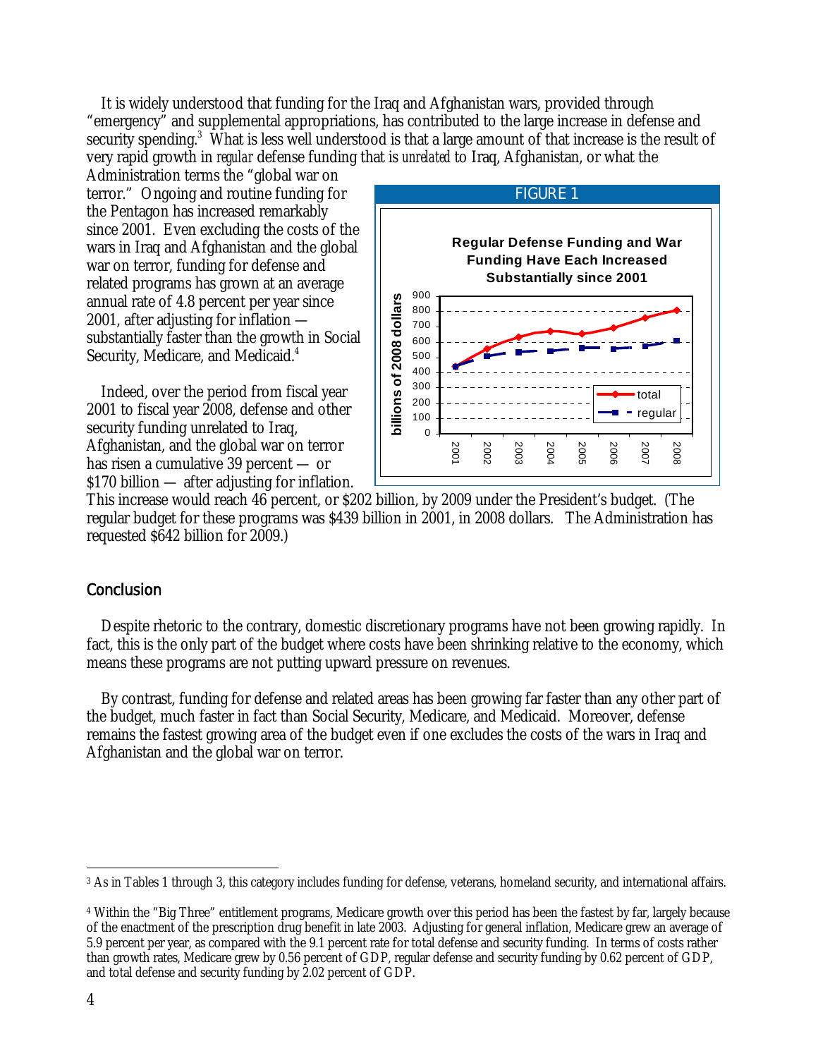It is widely understood that funding for the Iraq and Afghanistan wars, provided through "emergency" and supplemental appropriations, has contributed to the large increase in defense and security spending.[3] What is less well understood is that a large amount of that increase is the result of very rapid growth in *regular* defense funding that is *unrelated* to Iraq, Afghanistan, or what the Administration terms the "global war on terror." Ongoing and routine funding for the Pentagon has increased remarkably since 2001. Even excluding the costs of the wars in Iraq and Afghanistan and the global war on terror, funding for defense and related programs has grown at an average annual rate of 4.8 percent per year since 2001, after adjusting for inflation — substantially faster than the growth in Social Security, Medicare, and Medicaid.[4]

Indeed, over the period from fiscal year 2001 to fiscal year 2008, defense and other security funding unrelated to Iraq, Afghanistan, and the global war on terror has risen a cumulative 39 percent — or $170 billion — after adjusting for inflation. This increase would reach 46 percent, or $202 billion, by 2009 under the President's budget. (The regular budget for these programs was $439 billion in 2001, in 2008 dollars. The Administration has requested $642 billion for 2009.)

FIGURE 1

**Regular Defense Funding and War Funding Have Each Increased Substantially since 2001**

## Conclusion

Despite rhetoric to the contrary, domestic discretionary programs have not been growing rapidly. In fact, this is the only part of the budget where costs have been shrinking relative to the economy, which means these programs are not putting upward pressure on revenues.

By contrast, funding for defense and related areas has been growing far faster than any other part of the budget, much faster in fact than Social Security, Medicare, and Medicaid. Moreover, defense remains the fastest growing area of the budget even if one excludes the costs of the wars in Iraq and Afghanistan and the global war on terror.

---

[3] As in Tables 1 through 3, this category includes funding for defense, veterans, homeland security, and international affairs.

[4] Within the "Big Three" entitlement programs, Medicare growth over this period has been the fastest by far, largely because of the enactment of the prescription drug benefit in late 2003. Adjusting for general inflation, Medicare grew an average of 5.9 percent per year, as compared with the 9.1 percent rate for total defense and security funding. In terms of costs rather than growth rates, Medicare grew by 0.56 percent of GDP, regular defense and security funding by 0.62 percent of GDP, and total defense and security funding by 2.02 percent of GDP.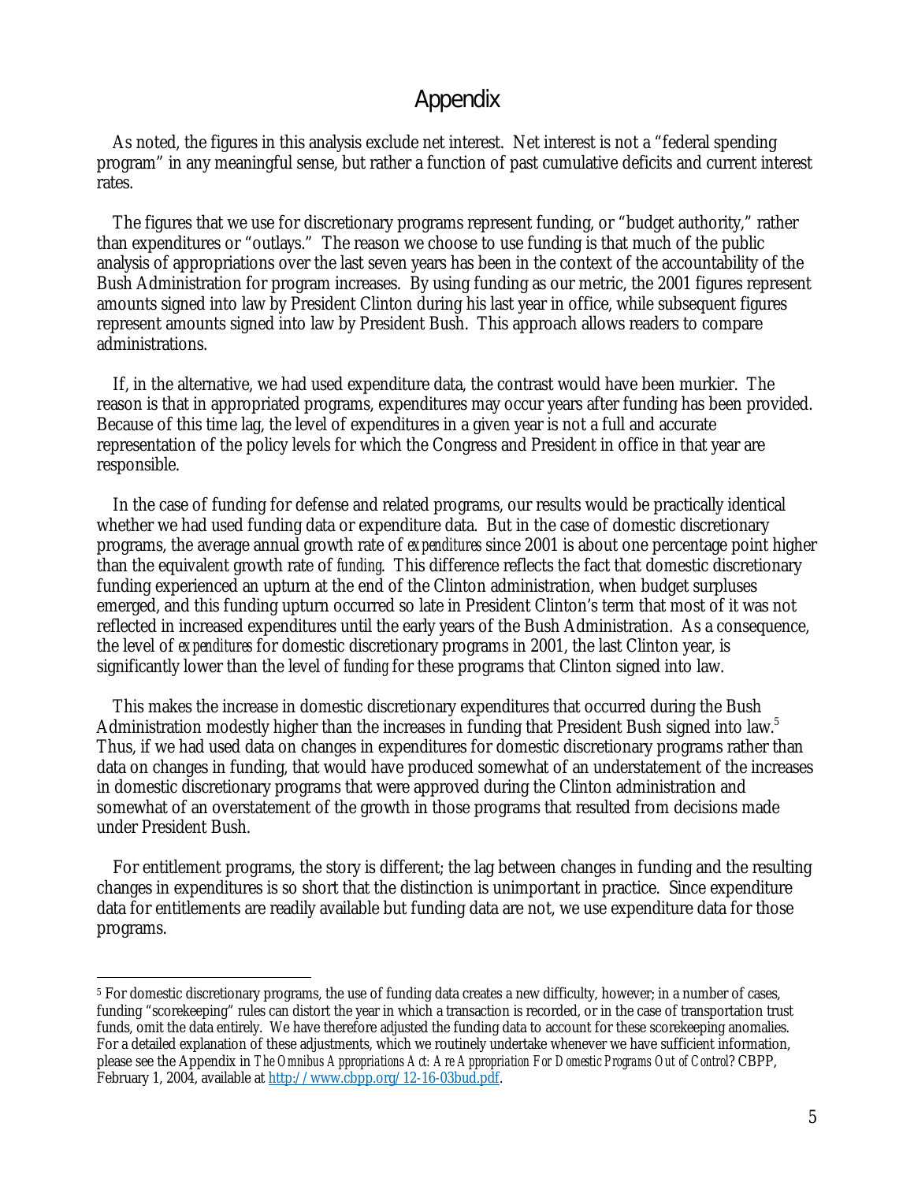# Appendix

As noted, the figures in this analysis exclude net interest. Net interest is not a "federal spending program" in any meaningful sense, but rather a function of past cumulative deficits and current interest rates.

The figures that we use for discretionary programs represent funding, or "budget authority," rather than expenditures or "outlays." The reason we choose to use funding is that much of the public analysis of appropriations over the last seven years has been in the context of the accountability of the Bush Administration for program increases. By using funding as our metric, the 2001 figures represent amounts signed into law by President Clinton during his last year in office, while subsequent figures represent amounts signed into law by President Bush. This approach allows readers to compare administrations.

If, in the alternative, we had used expenditure data, the contrast would have been murkier. The reason is that in appropriated programs, expenditures may occur years after funding has been provided. Because of this time lag, the level of expenditures in a given year is not a full and accurate representation of the policy levels for which the Congress and President in office in that year are responsible.

In the case of funding for defense and related programs, our results would be practically identical whether we had used funding data or expenditure data. But in the case of domestic discretionary programs, the average annual growth rate of *expenditures* since 2001 is about one percentage point higher than the equivalent growth rate of *funding*. This difference reflects the fact that domestic discretionary funding experienced an upturn at the end of the Clinton administration, when budget surpluses emerged, and this funding upturn occurred so late in President Clinton's term that most of it was not reflected in increased expenditures until the early years of the Bush Administration. As a consequence, the level of *expenditures* for domestic discretionary programs in 2001, the last Clinton year, is significantly lower than the level of *funding* for these programs that Clinton signed into law.

This makes the increase in domestic discretionary expenditures that occurred during the Bush Administration modestly higher than the increases in funding that President Bush signed into law.[5] Thus, if we had used data on changes in expenditures for domestic discretionary programs rather than data on changes in funding, that would have produced somewhat of an understatement of the increases in domestic discretionary programs that were approved during the Clinton administration and somewhat of an overstatement of the growth in those programs that resulted from decisions made under President Bush.

For entitlement programs, the story is different; the lag between changes in funding and the resulting changes in expenditures is so short that the distinction is unimportant in practice. Since expenditure data for entitlements are readily available but funding data are not, we use expenditure data for those programs.

[5] For domestic discretionary programs, the use of funding data creates a new difficulty, however; in a number of cases, funding "scorekeeping" rules can distort the year in which a transaction is recorded, or in the case of transportation trust funds, omit the data entirely. We have therefore adjusted the funding data to account for these scorekeeping anomalies. For a detailed explanation of these adjustments, which we routinely undertake whenever we have sufficient information, please see the Appendix in *The Omnibus Appropriations Act: Are Appropriation For Domestic Programs Out of Control*? CBPP, February 1, 2004, available at http://www.cbpp.org/12-16-03bud.pdf.